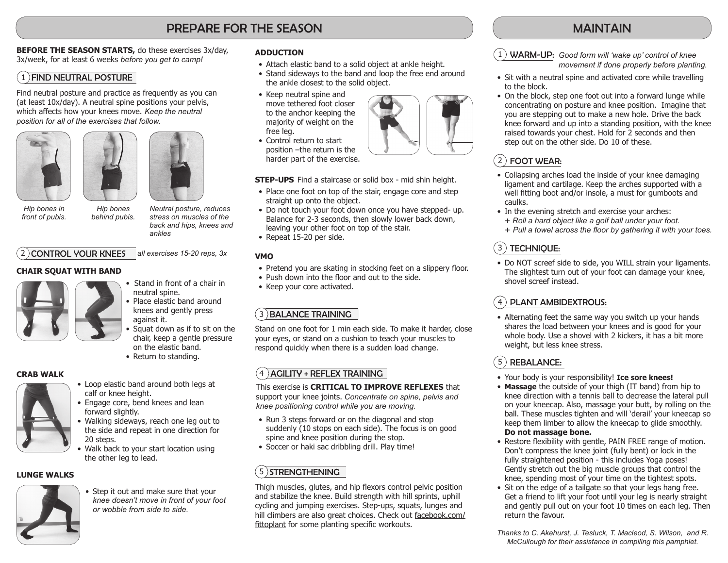# PREPARE FOR THE SEASON

**BEFORE THE SEASON STARTS,** do these exercises 3x/day, 3x/week, for at least 6 weeks *before you get to camp!*

## 1 FIND NEUTRAL POSTURE

Find neutral posture and practice as frequently as you can (at least 10x/day). A neutral spine positions your pelvis, which affects how your knees move. *Keep the neutral position for all of the exercises that follow.*

*Hip bones in front of pubis.*

*Hip bones behind pubis.*

*Neutral posture, reduces stress on muscles of the back and hips, knees and ankles*

## 2 CONTROL YOUR KNEES

*all exercises 15-20 reps, 3x*

### CHAIR SQUAT WITH BAND

- Stand in front of a chair in neutral spine.
- Place elastic band around knees and gently press against it.
- Squat down as if to sit on the chair, keep a gentle pressure on the elastic band.
- Return to standing.

### CRAB WALK

- Loop elastic band around both legs at calf or knee height.
- Engage core, bend knees and lean forward slightly.
- Walking sideways, reach one leg out to the side and repeat in one direction for 20 steps.
- Walk back to your start location using the other leg to lead.

### LUNGE WALKS

- Step it out and make sure that your *knee doesn't move in front of your foot or wobble from side to side.*

### ADDUCTION

- Attach elastic band to a solid object at ankle height.
- Stand sideways to the band and loop the free end around the ankle closest to the solid object.
- Keep neutral spine and move tethered foot closer to the anchor keeping the majority of weight on the free leg.
- Control return to start position –the return is the harder part of the exercise.

**STEP-UPS** Find a staircase or solid box - mid shin height.

- Place one foot on top of the stair, engage core and step straight up onto the object.
- Do not touch your foot down once you have stepped- up. Balance for 2-3 seconds, then slowly lower back down, leaving your other foot on top of the stair.
- Repeat 15-20 per side.

### VMO

- Pretend you are skating in stocking feet on a slippery floor.
- Push down into the floor and out to the side.
- Keep your core activated.

## 3 BALANCE TRAINING

Stand on one foot for 1 min each side. To make it harder, close your eyes, or stand on a cushion to teach your muscles to respond quickly when there is a sudden load change.

## 4 AGILITY + REFLEX TRAINING

This exercise is **CRITICAL TO IMPROVE REFLEXES** that support your knee joints. *Concentrate on spine, pelvis and knee positioning control while you are moving.*

- Run 3 steps forward or on the diagonal and stop suddenly (10 stops on each side). The focus is on good spine and knee position during the stop.
- Soccer or haki sac dribbling drill. Play time!

## 5 STRENGTHENING

Thigh muscles, glutes, and hip flexors control pelvic position and stabilize the knee. Build strength with hill sprints, uphill cycling and jumping exercises. Step-ups, squats, lunges and hill climbers are also great choices. Check out facebook.com/fittoplant for some planting specific workouts.

# MAINTAIN

## 1 WARM-UP:

*Good form will 'wake up' control of knee movement if done properly before planting.*

- Sit with a neutral spine and activated core while travelling to the block.
- On the block, step one foot out into a forward lunge while concentrating on posture and knee position. Imagine that you are stepping out to make a new hole. Drive the back knee forward and up into a standing position, with the knee raised towards your chest. Hold for 2 seconds and then step out on the other side. Do 10 of these.

## 2 FOOT WEAR:

- Collapsing arches load the inside of your knee damaging ligament and cartilage. Keep the arches supported with a well fitting boot and/or insole, a must for gumboots and caulks.
- In the evening stretch and exercise your arches:
  *+ Roll a hard object like a golf ball under your foot.*
  *+ Pull a towel across the floor by gathering it with your toes.*

## 3 TECHNIQUE:

- Do NOT screef side to side, you WILL strain your ligaments. The slightest turn out of your foot can damage your knee, shovel screef instead.

## 4 PLANT AMBIDEXTROUS:

- Alternating feet the same way you switch up your hands shares the load between your knees and is good for your whole body. Use a shovel with 2 kickers, it has a bit more weight, but less knee stress.

## 5 REBALANCE:

- Your body is your responsibility! **Ice sore knees!**
- **Massage** the outside of your thigh (IT band) from hip to knee direction with a tennis ball to decrease the lateral pull on your kneecap. Also, massage your butt, by rolling on the ball. These muscles tighten and will 'derail' your kneecap so keep them limber to allow the kneecap to glide smoothly. **Do not massage bone.**
- Restore flexibility with gentle, PAIN FREE range of motion. Don't compress the knee joint (fully bent) or lock in the fully straightened position - this includes Yoga poses! Gently stretch out the big muscle groups that control the knee, spending most of your time on the tightest spots.
- Sit on the edge of a tailgate so that your legs hang free. Get a friend to lift your foot until your leg is nearly straight and gently pull out on your foot 10 times on each leg. Then return the favour.

*Thanks to C. Akehurst, J. Tesluck, T. Macleod, S. Wilson, and R. McCullough for their assistance in compiling this pamphlet.*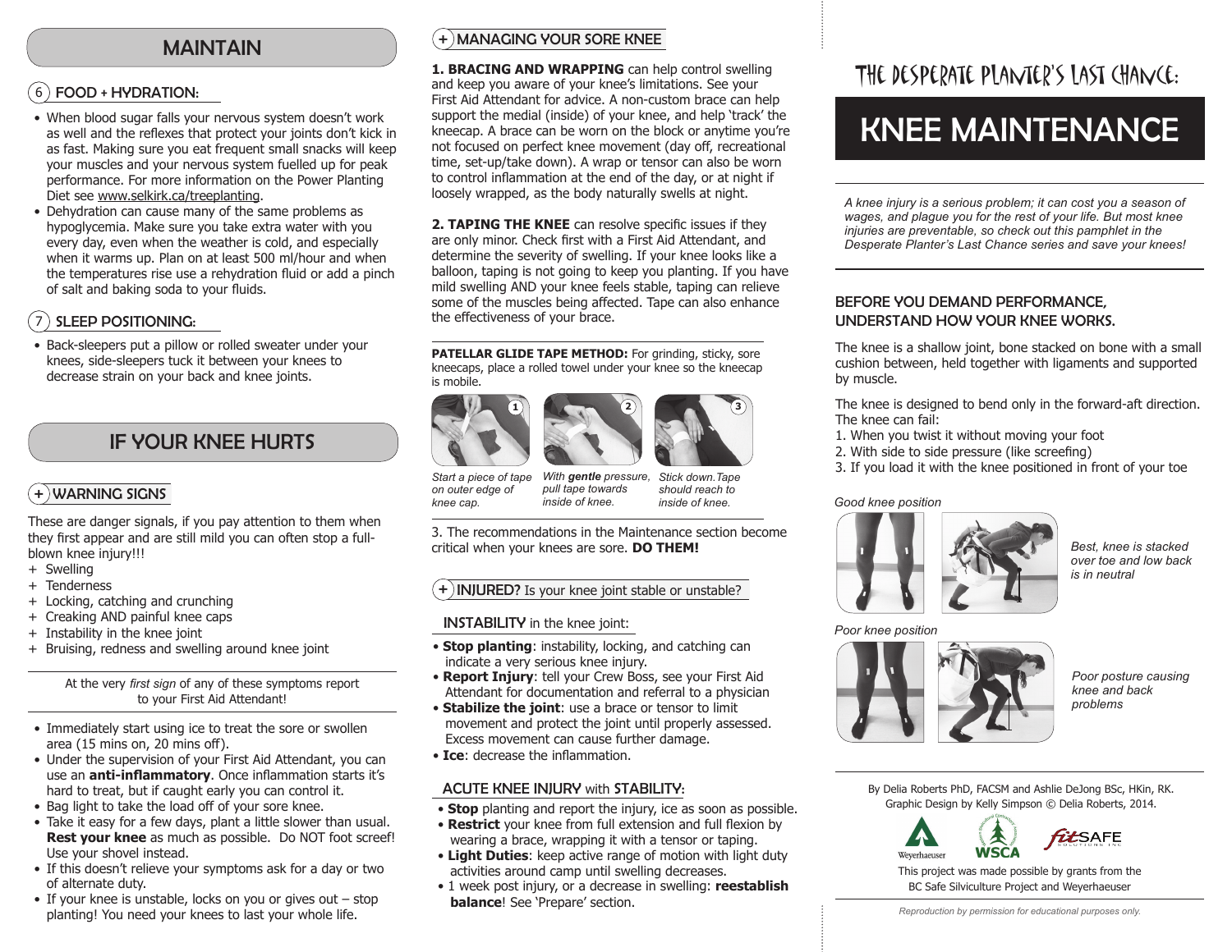## MAINTAIN

### 6 FOOD + HYDRATION:

- When blood sugar falls your nervous system doesn't work as well and the reflexes that protect your joints don't kick in as fast. Making sure you eat frequent small snacks will keep your muscles and your nervous system fuelled up for peak performance. For more information on the Power Planting Diet see www.selkirk.ca/treeplanting.
- Dehydration can cause many of the same problems as hypoglycemia. Make sure you take extra water with you every day, even when the weather is cold, and especially when it warms up. Plan on at least 500 ml/hour and when the temperatures rise use a rehydration fluid or add a pinch of salt and baking soda to your fluids.

### 7 SLEEP POSITIONING:

- Back-sleepers put a pillow or rolled sweater under your knees, side-sleepers tuck it between your knees to decrease strain on your back and knee joints.

## IF YOUR KNEE HURTS

### + WARNING SIGNS

These are danger signals, if you pay attention to them when they first appear and are still mild you can often stop a full-blown knee injury!!!

+ Swelling
+ Tenderness
+ Locking, catching and crunching
+ Creaking AND painful knee caps
+ Instability in the knee joint
+ Bruising, redness and swelling around knee joint

At the very *first sign* of any of these symptoms report to your First Aid Attendant!

- Immediately start using ice to treat the sore or swollen area (15 mins on, 20 mins off).
- Under the supervision of your First Aid Attendant, you can use an **anti-inflammatory**. Once inflammation starts it's hard to treat, but if caught early you can control it.
- Bag light to take the load off of your sore knee.
- Take it easy for a few days, plant a little slower than usual. **Rest your knee** as much as possible. Do NOT foot screef! Use your shovel instead.
- If this doesn't relieve your symptoms ask for a day or two of alternate duty.
- If your knee is unstable, locks on you or gives out – stop planting! You need your knees to last your whole life.

### + MANAGING YOUR SORE KNEE

**1. BRACING AND WRAPPING** can help control swelling and keep you aware of your knee's limitations. See your First Aid Attendant for advice. A non-custom brace can help support the medial (inside) of your knee, and help 'track' the kneecap. A brace can be worn on the block or anytime you're not focused on perfect knee movement (day off, recreational time, set-up/take down). A wrap or tensor can also be worn to control inflammation at the end of the day, or at night if loosely wrapped, as the body naturally swells at night.

**2. TAPING THE KNEE** can resolve specific issues if they are only minor. Check first with a First Aid Attendant, and determine the severity of swelling. If your knee looks like a balloon, taping is not going to keep you planting. If you have mild swelling AND your knee feels stable, taping can relieve some of the muscles being affected. Tape can also enhance the effectiveness of your brace.

**PATELLAR GLIDE TAPE METHOD:** For grinding, sticky, sore kneecaps, place a rolled towel under your knee so the kneecap is mobile.

1. *Start a piece of tape on outer edge of knee cap.*
2. *With **gentle** pressure, pull tape towards inside of knee.*
3. *Stick down. Tape should reach to inside of knee.*

3. The recommendations in the Maintenance section become critical when your knees are sore. **DO THEM!**

### + INJURED? Is your knee joint stable or unstable?

#### INSTABILITY in the knee joint:

- **Stop planting**: instability, locking, and catching can indicate a very serious knee injury.
- **Report Injury**: tell your Crew Boss, see your First Aid Attendant for documentation and referral to a physician
- **Stabilize the joint**: use a brace or tensor to limit movement and protect the joint until properly assessed. Excess movement can cause further damage.
- **Ice**: decrease the inflammation.

#### ACUTE KNEE INJURY with STABILITY:

- **Stop** planting and report the injury, ice as soon as possible.
- **Restrict** your knee from full extension and full flexion by wearing a brace, wrapping it with a tensor or taping.
- **Light Duties**: keep active range of motion with light duty activities around camp until swelling decreases.
- 1 week post injury, or a decrease in swelling: **reestablish balance**! See 'Prepare' section.

# THE DESPERATE PLANTER'S LAST CHANCE:

# KNEE MAINTENANCE

*A knee injury is a serious problem; it can cost you a season of wages, and plague you for the rest of your life. But most knee injuries are preventable, so check out this pamphlet in the Desperate Planter's Last Chance series and save your knees!*

### BEFORE YOU DEMAND PERFORMANCE, UNDERSTAND HOW YOUR KNEE WORKS.

The knee is a shallow joint, bone stacked on bone with a small cushion between, held together with ligaments and supported by muscle.

The knee is designed to bend only in the forward-aft direction. The knee can fail:

1. When you twist it without moving your foot
2. With side to side pressure (like screefing)
3. If you load it with the knee positioned in front of your toe

*Good knee position*

*Best, knee is stacked over toe and low back is in neutral*

*Poor knee position*

*Poor posture causing knee and back problems*

By Delia Roberts PhD, FACSM and Ashlie DeJong BSc, HKin, RK. Graphic Design by Kelly Simpson © Delia Roberts, 2014.

Weyerhaeuser WSCA fitSAFE SOLUTIONS INC

This project was made possible by grants from the BC Safe Silviculture Project and Weyerhaeuser

*Reproduction by permission for educational purposes only.*